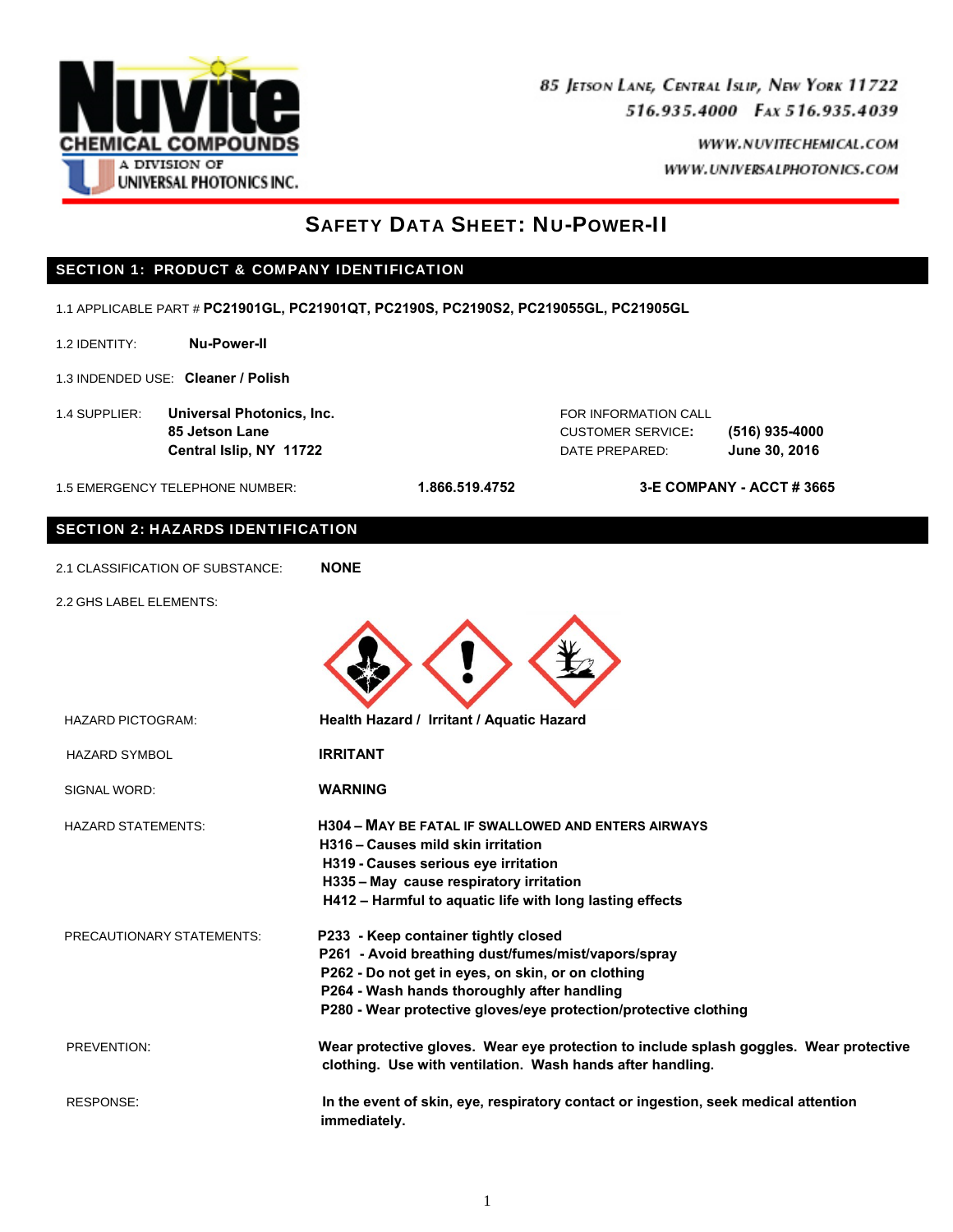**Nuvite CHEMICAL COMPOUNDS**
A DIVISION OF UNIVERSAL PHOTONICS INC.

85 Jetson Lane, Central Islip, New York 11722
516.935.4000 Fax 516.935.4039
WWW.NUVITECHEMICAL.COM
WWW.UNIVERSALPHOTONICS.COM

# Safety Data Sheet: Nu-Power-II

## SECTION 1: PRODUCT & COMPANY IDENTIFICATION

1.1 APPLICABLE PART # **PC21901GL, PC21901QT, PC2190S, PC2190S2, PC219055GL, PC21905GL**

1.2 IDENTITY: **Nu-Power-II**

1.3 INDENDED USE: **Cleaner / Polish**

1.4 SUPPLIER: **Universal Photonics, Inc.**
**85 Jetson Lane**
**Central Islip, NY 11722**

FOR INFORMATION CALL
CUSTOMER SERVICE: **(516) 935-4000**
DATE PREPARED: **June 30, 2016**

1.5 EMERGENCY TELEPHONE NUMBER: **1.866.519.4752** **3-E COMPANY - ACCT # 3665**

## SECTION 2: HAZARDS IDENTIFICATION

2.1 CLASSIFICATION OF SUBSTANCE: **NONE**

2.2 GHS LABEL ELEMENTS:

HAZARD PICTOGRAM: **Health Hazard / Irritant / Aquatic Hazard**

HAZARD SYMBOL: **IRRITANT**

SIGNAL WORD: **WARNING**

HAZARD STATEMENTS:
**H304 – May be fatal if swallowed and enters airways**
**H316 – Causes mild skin irritation**
**H319 - Causes serious eye irritation**
**H335 – May cause respiratory irritation**
**H412 – Harmful to aquatic life with long lasting effects**

PRECAUTIONARY STATEMENTS:
**P233 - Keep container tightly closed**
**P261 - Avoid breathing dust/fumes/mist/vapors/spray**
**P262 - Do not get in eyes, on skin, or on clothing**
**P264 - Wash hands thoroughly after handling**
**P280 - Wear protective gloves/eye protection/protective clothing**

PREVENTION: **Wear protective gloves. Wear eye protection to include splash goggles. Wear protective clothing. Use with ventilation. Wash hands after handling.**

RESPONSE: **In the event of skin, eye, respiratory contact or ingestion, seek medical attention immediately.**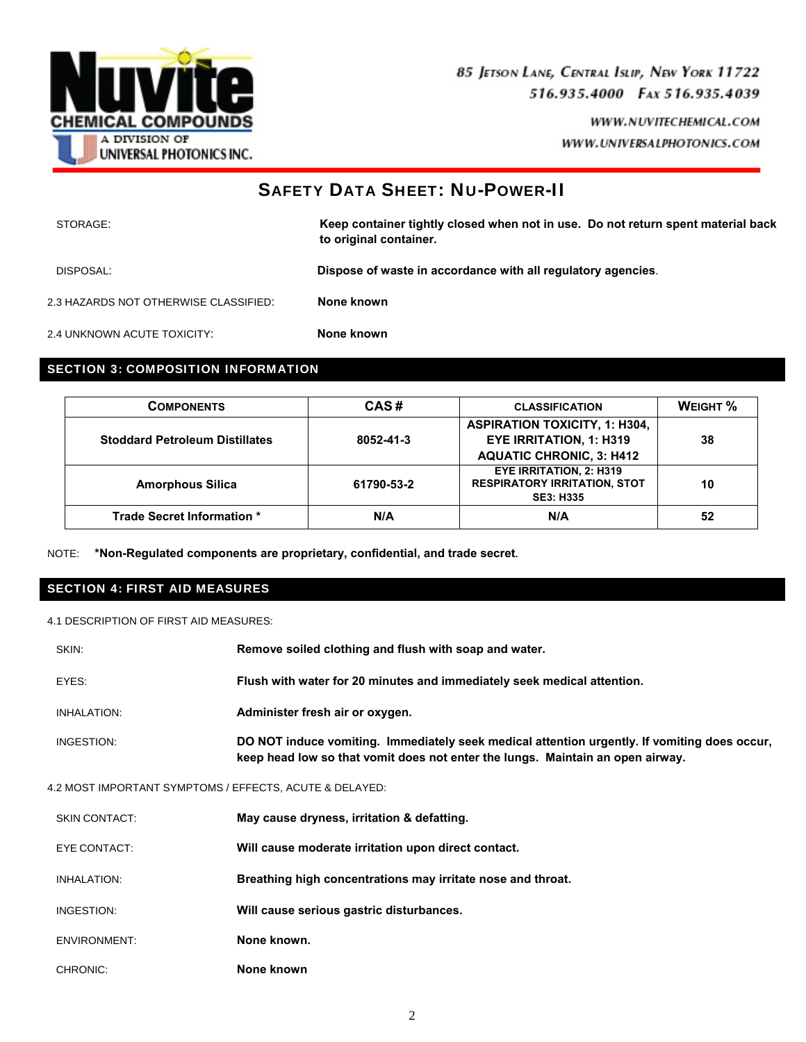## SAFETY DATA SHEET: NU-POWER-II

STORAGE: **Keep container tightly closed when not in use. Do not return spent material back to original container.**

DISPOSAL: **Dispose of waste in accordance with all regulatory agencies.**

2.3 HAZARDS NOT OTHERWISE CLASSIFIED: **None known**

2.4 UNKNOWN ACUTE TOXICITY: **None known**

## SECTION 3: COMPOSITION INFORMATION

| COMPONENTS | CAS # | CLASSIFICATION | WEIGHT % |
|---|---|---|---|
| **Stoddard Petroleum Distillates** | **8052-41-3** | **ASPIRATION TOXICITY, 1: H304, EYE IRRITATION, 1: H319 AQUATIC CHRONIC, 3: H412** | **38** |
| **Amorphous Silica** | **61790-53-2** | **EYE IRRITATION, 2: H319 RESPIRATORY IRRITATION, STOT SE3: H335** | **10** |
| **Trade Secret Information \*** | **N/A** | **N/A** | **52** |

NOTE: **\*Non-Regulated components are proprietary, confidential, and trade secret.**

## SECTION 4: FIRST AID MEASURES

4.1 DESCRIPTION OF FIRST AID MEASURES:

SKIN: **Remove soiled clothing and flush with soap and water.**

EYES: **Flush with water for 20 minutes and immediately seek medical attention.**

INHALATION: **Administer fresh air or oxygen.**

INGESTION: **DO NOT induce vomiting. Immediately seek medical attention urgently. If vomiting does occur, keep head low so that vomit does not enter the lungs. Maintain an open airway.**

4.2 MOST IMPORTANT SYMPTOMS / EFFECTS, ACUTE & DELAYED:

SKIN CONTACT: **May cause dryness, irritation & defatting.**

EYE CONTACT: **Will cause moderate irritation upon direct contact.**

INHALATION: **Breathing high concentrations may irritate nose and throat.**

INGESTION: **Will cause serious gastric disturbances.**

ENVIRONMENT: **None known.**

CHRONIC: **None known**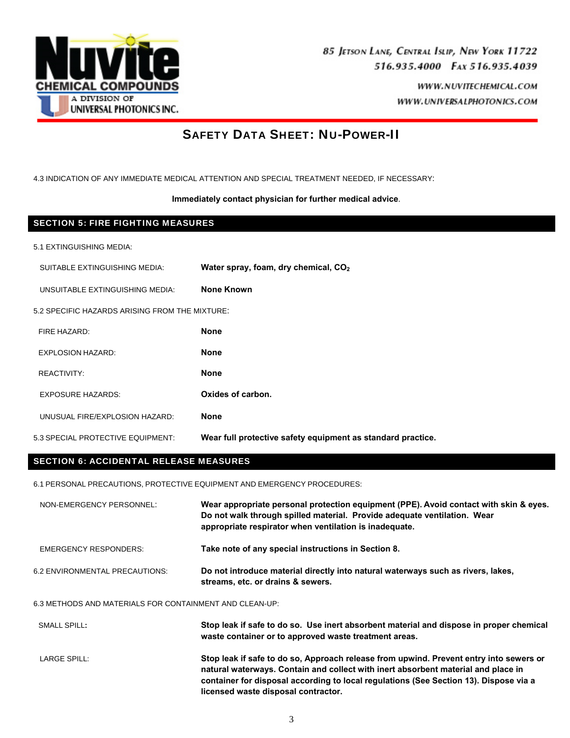4.3 INDICATION OF ANY IMMEDIATE MEDICAL ATTENTION AND SPECIAL TREATMENT NEEDED, IF NECESSARY:

**Immediately contact physician for further medical advice**.

## SECTION 5: FIRE FIGHTING MEASURES

5.1 EXTINGUISHING MEDIA:

| | |
|---|---|
| SUITABLE EXTINGUISHING MEDIA: | **Water spray, foam, dry chemical, $CO_2$** |
| UNSUITABLE EXTINGUISHING MEDIA: | **None Known** |

5.2 SPECIFIC HAZARDS ARISING FROM THE MIXTURE:

| | |
|---|---|
| FIRE HAZARD: | **None** |
| EXPLOSION HAZARD: | **None** |
| REACTIVITY: | **None** |
| EXPOSURE HAZARDS: | **Oxides of carbon.** |
| UNUSUAL FIRE/EXPLOSION HAZARD: | **None** |

| | |
|---|---|
| 5.3 SPECIAL PROTECTIVE EQUIPMENT: | **Wear full protective safety equipment as standard practice.** |

## SECTION 6: ACCIDENTAL RELEASE MEASURES

6.1 PERSONAL PRECAUTIONS, PROTECTIVE EQUIPMENT AND EMERGENCY PROCEDURES:

| | |
|---|---|
| NON-EMERGENCY PERSONNEL: | **Wear appropriate personal protection equipment (PPE). Avoid contact with skin & eyes. Do not walk through spilled material. Provide adequate ventilation. Wear appropriate respirator when ventilation is inadequate.** |
| EMERGENCY RESPONDERS: | **Take note of any special instructions in Section 8.** |

| | |
|---|---|
| 6.2 ENVIRONMENTAL PRECAUTIONS: | **Do not introduce material directly into natural waterways such as rivers, lakes, streams, etc. or drains & sewers.** |

6.3 METHODS AND MATERIALS FOR CONTAINMENT AND CLEAN-UP:

| | |
|---|---|
| SMALL SPILL: | **Stop leak if safe to do so. Use inert absorbent material and dispose in proper chemical waste container or to approved waste treatment areas.** |
| LARGE SPILL: | **Stop leak if safe to do so, Approach release from upwind. Prevent entry into sewers or natural waterways. Contain and collect with inert absorbent material and place in container for disposal according to local regulations (See Section 13). Dispose via a licensed waste disposal contractor.** |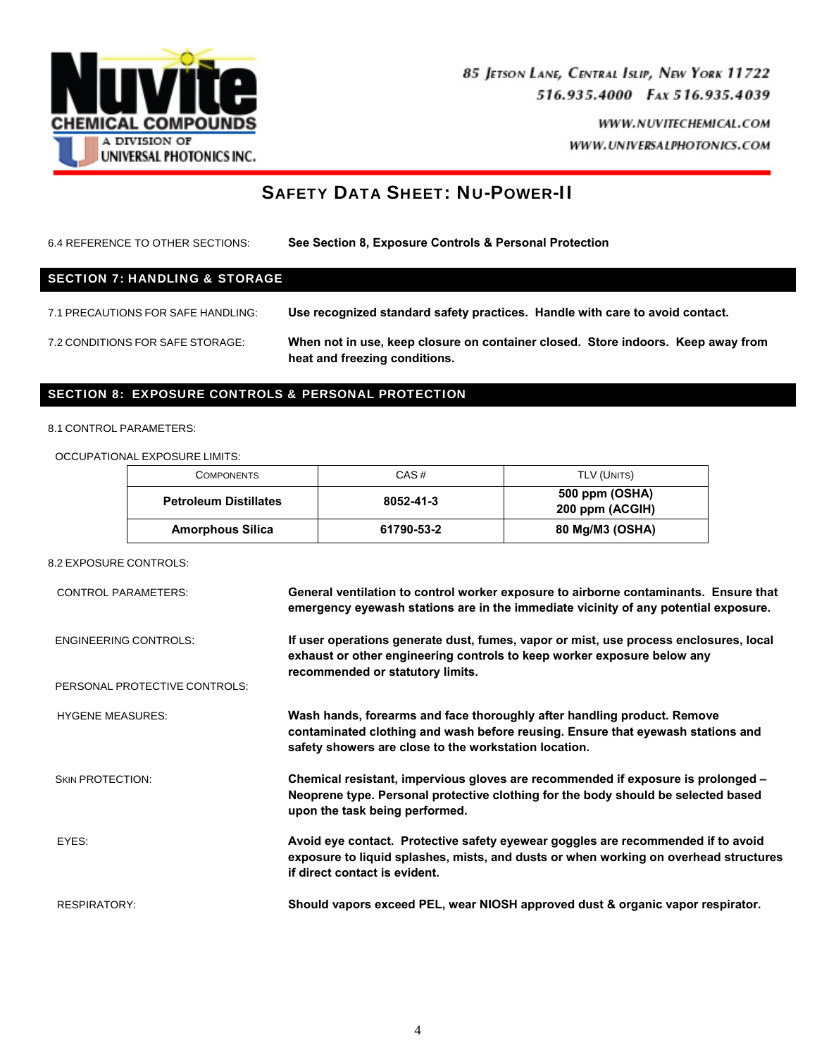6.4 REFERENCE TO OTHER SECTIONS: **See Section 8, Exposure Controls & Personal Protection**

## SECTION 7: HANDLING & STORAGE

7.1 PRECAUTIONS FOR SAFE HANDLING: **Use recognized standard safety practices. Handle with care to avoid contact.**

7.2 CONDITIONS FOR SAFE STORAGE: **When not in use, keep closure on container closed. Store indoors. Keep away from heat and freezing conditions.**

## SECTION 8: EXPOSURE CONTROLS & PERSONAL PROTECTION

8.1 CONTROL PARAMETERS:

OCCUPATIONAL EXPOSURE LIMITS:

| COMPONENTS | CAS # | TLV (UNITS) |
|---|---|---|
| **Petroleum Distillates** | **8052-41-3** | **500 ppm (OSHA)<br>200 ppm (ACGIH)** |
| **Amorphous Silica** | **61790-53-2** | **80 Mg/M3 (OSHA)** |

8.2 EXPOSURE CONTROLS:

CONTROL PARAMETERS: **General ventilation to control worker exposure to airborne contaminants. Ensure that emergency eyewash stations are in the immediate vicinity of any potential exposure.**

ENGINEERING CONTROLS: **If user operations generate dust, fumes, vapor or mist, use process enclosures, local exhaust or other engineering controls to keep worker exposure below any recommended or statutory limits.**

PERSONAL PROTECTIVE CONTROLS:

HYGENE MEASURES: **Wash hands, forearms and face thoroughly after handling product. Remove contaminated clothing and wash before reusing. Ensure that eyewash stations and safety showers are close to the workstation location.**

SKIN PROTECTION: **Chemical resistant, impervious gloves are recommended if exposure is prolonged – Neoprene type. Personal protective clothing for the body should be selected based upon the task being performed.**

EYES: **Avoid eye contact. Protective safety eyewear goggles are recommended if to avoid exposure to liquid splashes, mists, and dusts or when working on overhead structures if direct contact is evident.**

RESPIRATORY: **Should vapors exceed PEL, wear NIOSH approved dust & organic vapor respirator.**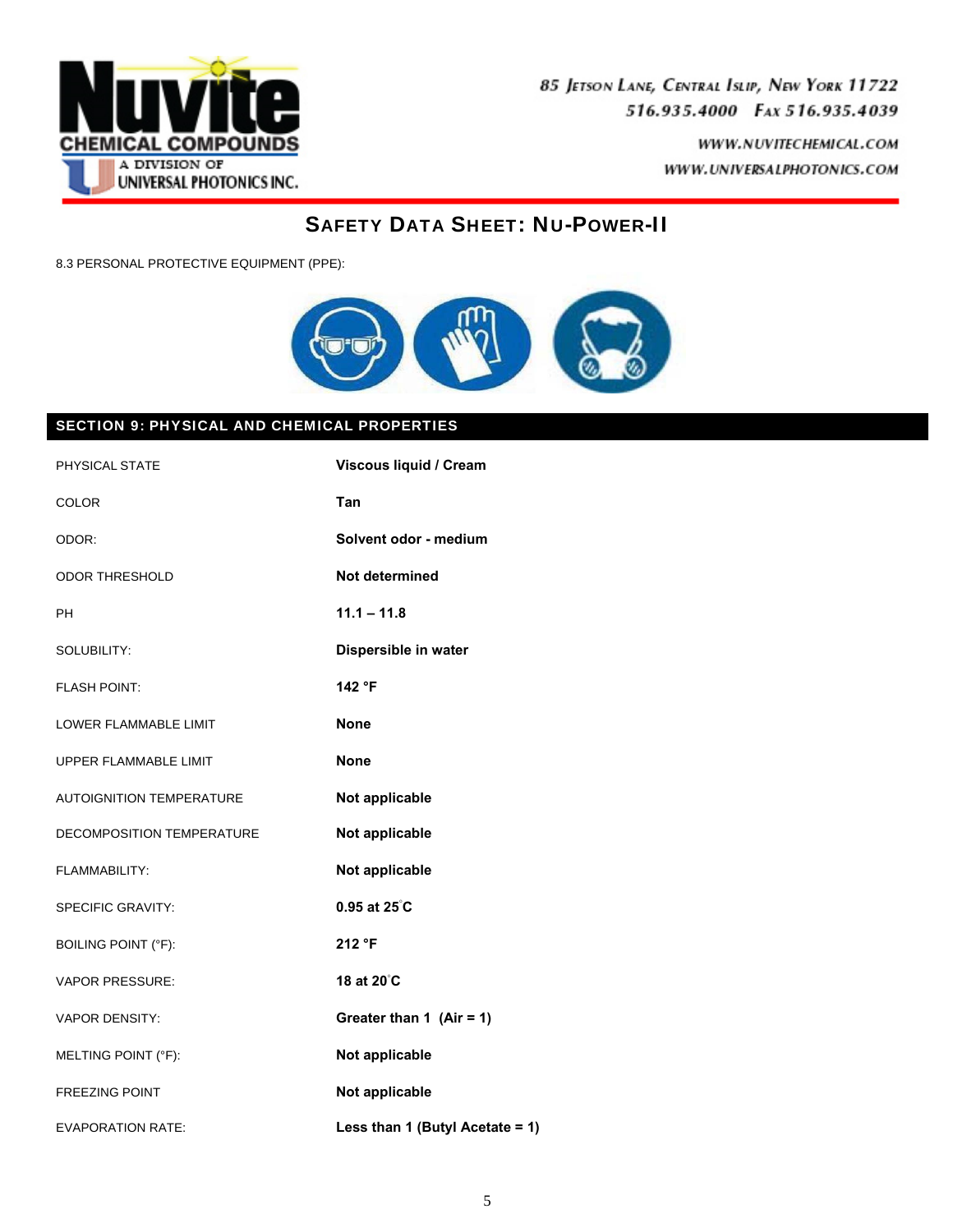# SAFETY DATA SHEET: NU-POWER-II

8.3 PERSONAL PROTECTIVE EQUIPMENT (PPE):

## SECTION 9: PHYSICAL AND CHEMICAL PROPERTIES

| | |
|---|---|
| PHYSICAL STATE | **Viscous liquid / Cream** |
| COLOR | **Tan** |
| ODOR: | **Solvent odor - medium** |
| ODOR THRESHOLD | **Not determined** |
| PH | **11.1 – 11.8** |
| SOLUBILITY: | **Dispersible in water** |
| FLASH POINT: | **142 °F** |
| LOWER FLAMMABLE LIMIT | **None** |
| UPPER FLAMMABLE LIMIT | **None** |
| AUTOIGNITION TEMPERATURE | **Not applicable** |
| DECOMPOSITION TEMPERATURE | **Not applicable** |
| FLAMMABILITY: | **Not applicable** |
| SPECIFIC GRAVITY: | **0.95 at 25°C** |
| BOILING POINT (°F): | **212 °F** |
| VAPOR PRESSURE: | **18 at 20°C** |
| VAPOR DENSITY: | **Greater than 1 (Air = 1)** |
| MELTING POINT (°F): | **Not applicable** |
| FREEZING POINT | **Not applicable** |
| EVAPORATION RATE: | **Less than 1 (Butyl Acetate = 1)** |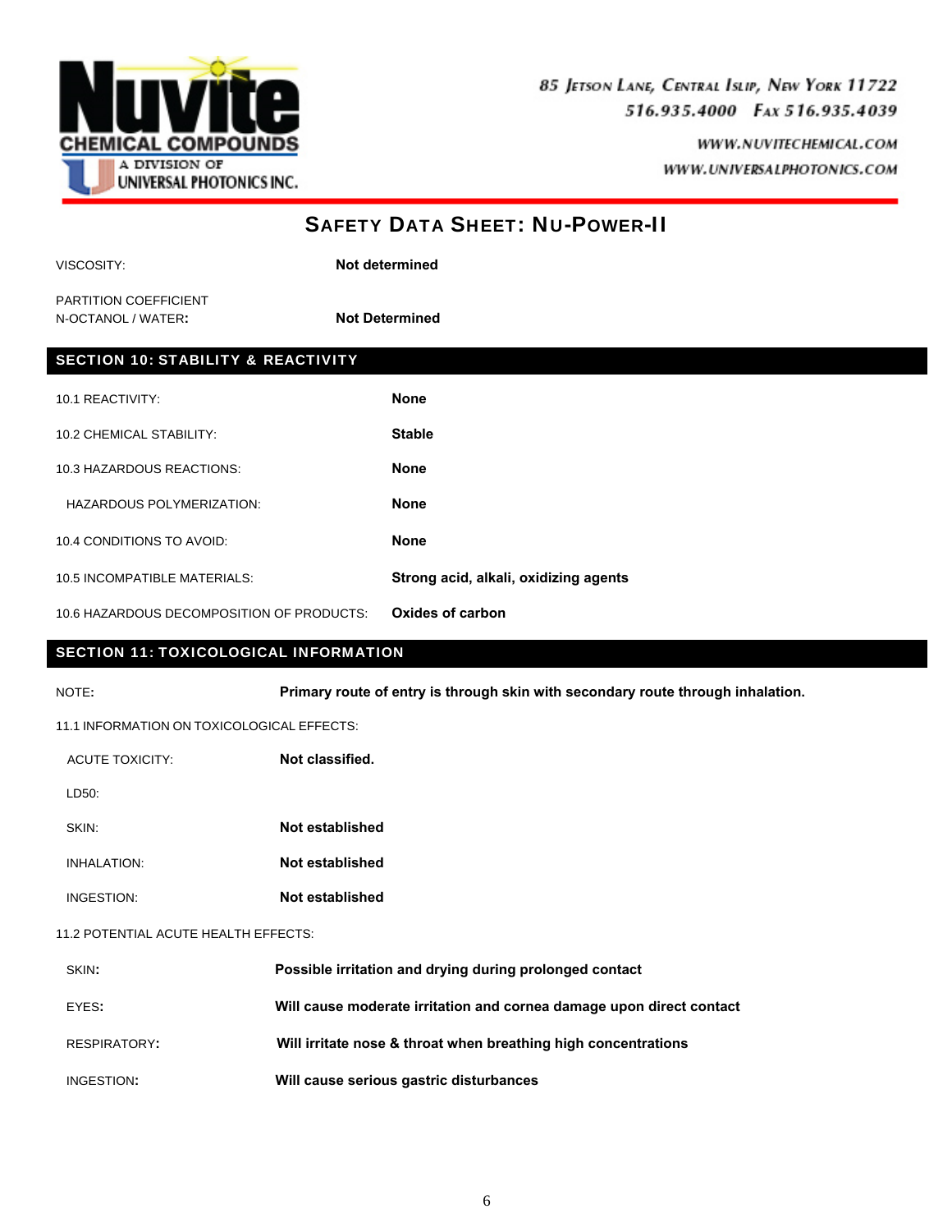VISCOSITY: **Not determined**

PARTITION COEFFICIENT
N-OCTANOL / WATER: **Not Determined**

## SECTION 10: STABILITY & REACTIVITY

| | |
|---|---|
| 10.1 REACTIVITY: | **None** |
| 10.2 CHEMICAL STABILITY: | **Stable** |
| 10.3 HAZARDOUS REACTIONS: | **None** |
| HAZARDOUS POLYMERIZATION: | **None** |
| 10.4 CONDITIONS TO AVOID: | **None** |
| 10.5 INCOMPATIBLE MATERIALS: | **Strong acid, alkali, oxidizing agents** |
| 10.6 HAZARDOUS DECOMPOSITION OF PRODUCTS: | **Oxides of carbon** |

## SECTION 11: TOXICOLOGICAL INFORMATION

NOTE: **Primary route of entry is through skin with secondary route through inhalation.**

11.1 INFORMATION ON TOXICOLOGICAL EFFECTS:

| | |
|---|---|
| ACUTE TOXICITY: | **Not classified.** |
| LD50: | |
| SKIN: | **Not established** |
| INHALATION: | **Not established** |
| INGESTION: | **Not established** |

11.2 POTENTIAL ACUTE HEALTH EFFECTS:

| | |
|---|---|
| SKIN: | **Possible irritation and drying during prolonged contact** |
| EYES: | **Will cause moderate irritation and cornea damage upon direct contact** |
| RESPIRATORY: | **Will irritate nose & throat when breathing high concentrations** |
| INGESTION: | **Will cause serious gastric disturbances** |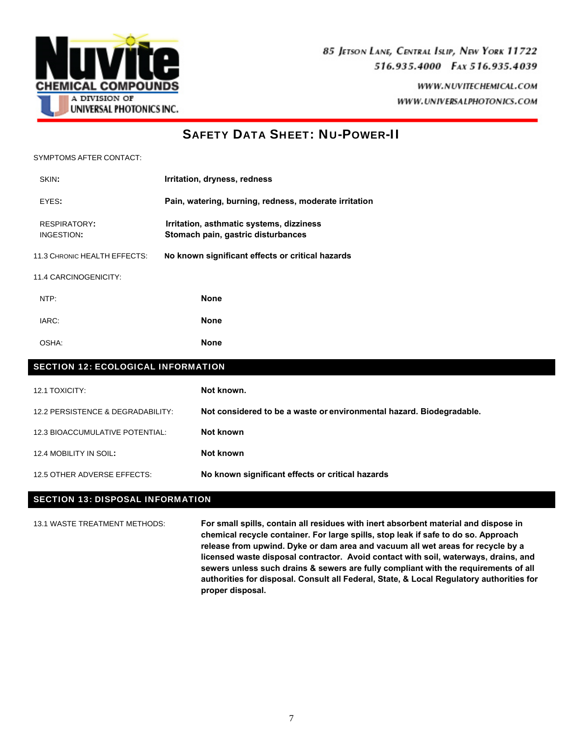SYMPTOMS AFTER CONTACT:

| | |
|---|---|
| SKIN: | **Irritation, dryness, redness** |
| EYES: | **Pain, watering, burning, redness, moderate irritation** |
| RESPIRATORY: | **Irritation, asthmatic systems, dizziness** |
| INGESTION: | **Stomach pain, gastric disturbances** |

11.3 CHRONIC HEALTH EFFECTS: **No known significant effects or critical hazards**

11.4 CARCINOGENICITY:

| | |
|---|---|
| NTP: | **None** |
| IARC: | **None** |
| OSHA: | **None** |

## SECTION 12: ECOLOGICAL INFORMATION

| | |
|---|---|
| 12.1 TOXICITY: | **Not known.** |
| 12.2 PERSISTENCE & DEGRADABILITY: | **Not considered to be a waste or environmental hazard. Biodegradable.** |
| 12.3 BIOACCUMULATIVE POTENTIAL: | **Not known** |
| 12.4 MOBILITY IN SOIL: | **Not known** |
| 12.5 OTHER ADVERSE EFFECTS: | **No known significant effects or critical hazards** |

## SECTION 13: DISPOSAL INFORMATION

13.1 WASTE TREATMENT METHODS: **For small spills, contain all residues with inert absorbent material and dispose in chemical recycle container. For large spills, stop leak if safe to do so. Approach release from upwind. Dyke or dam area and vacuum all wet areas for recycle by a licensed waste disposal contractor. Avoid contact with soil, waterways, drains, and sewers unless such drains & sewers are fully compliant with the requirements of all authorities for disposal. Consult all Federal, State, & Local Regulatory authorities for proper disposal.**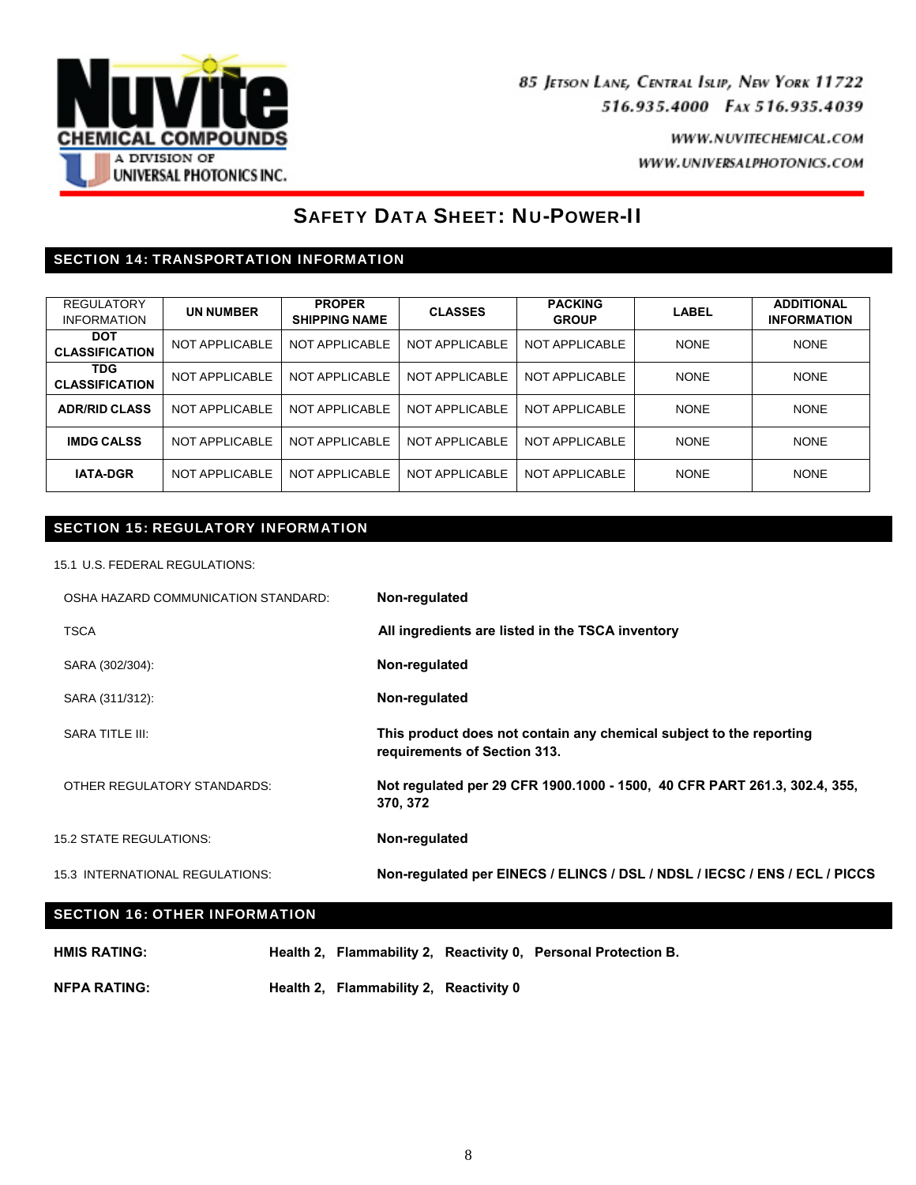# SAFETY DATA SHEET: NU-POWER-II

## SECTION 14: TRANSPORTATION INFORMATION

| REGULATORY INFORMATION | UN NUMBER | PROPER SHIPPING NAME | CLASSES | PACKING GROUP | LABEL | ADDITIONAL INFORMATION |
|---|---|---|---|---|---|---|
| **DOT CLASSIFICATION** | NOT APPLICABLE | NOT APPLICABLE | NOT APPLICABLE | NOT APPLICABLE | NONE | NONE |
| **TDG CLASSIFICATION** | NOT APPLICABLE | NOT APPLICABLE | NOT APPLICABLE | NOT APPLICABLE | NONE | NONE |
| **ADR/RID CLASS** | NOT APPLICABLE | NOT APPLICABLE | NOT APPLICABLE | NOT APPLICABLE | NONE | NONE |
| **IMDG CALSS** | NOT APPLICABLE | NOT APPLICABLE | NOT APPLICABLE | NOT APPLICABLE | NONE | NONE |
| **IATA-DGR** | NOT APPLICABLE | NOT APPLICABLE | NOT APPLICABLE | NOT APPLICABLE | NONE | NONE |

## SECTION 15: REGULATORY INFORMATION

15.1 U.S. FEDERAL REGULATIONS:

OSHA HAZARD COMMUNICATION STANDARD: **Non-regulated**

TSCA: **All ingredients are listed in the TSCA inventory**

SARA (302/304): **Non-regulated**

SARA (311/312): **Non-regulated**

SARA TITLE III: **This product does not contain any chemical subject to the reporting requirements of Section 313.**

OTHER REGULATORY STANDARDS: **Not regulated per 29 CFR 1900.1000 - 1500, 40 CFR PART 261.3, 302.4, 355, 370, 372**

15.2 STATE REGULATIONS: **Non-regulated**

15.3 INTERNATIONAL REGULATIONS: **Non-regulated per EINECS / ELINCS / DSL / NDSL / IECSC / ENS / ECL / PICCS**

## SECTION 16: OTHER INFORMATION

**HMIS RATING:** **Health 2, Flammability 2, Reactivity 0, Personal Protection B.**

**NFPA RATING:** **Health 2, Flammability 2, Reactivity 0**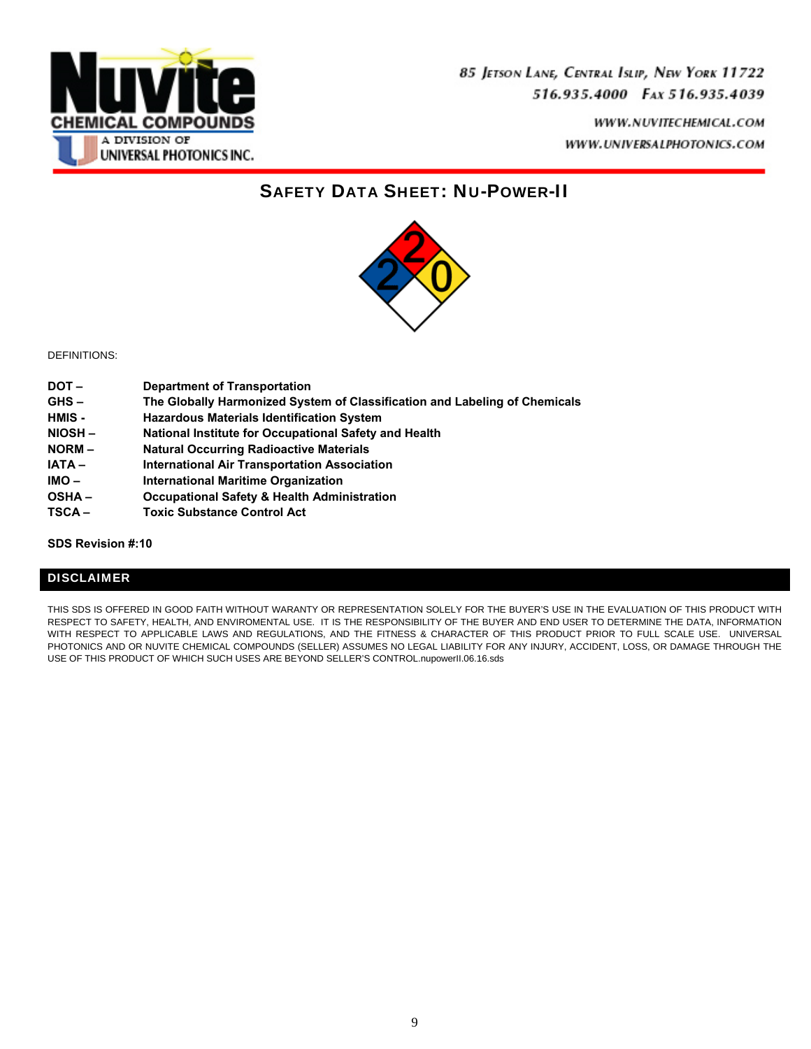85 Jetson Lane, Central Islip, New York 11722
516.935.4000 Fax 516.935.4039

WWW.NUVITECHEMICAL.COM
WWW.UNIVERSALPHOTONICS.COM

# Safety Data Sheet: Nu-Power-II

2
2 0

DEFINITIONS:

| | |
|---|---|
| **DOT –** | **Department of Transportation** |
| **GHS –** | **The Globally Harmonized System of Classification and Labeling of Chemicals** |
| **HMIS -** | **Hazardous Materials Identification System** |
| **NIOSH –** | **National Institute for Occupational Safety and Health** |
| **NORM –** | **Natural Occurring Radioactive Materials** |
| **IATA –** | **International Air Transportation Association** |
| **IMO –** | **International Maritime Organization** |
| **OSHA –** | **Occupational Safety & Health Administration** |
| **TSCA –** | **Toxic Substance Control Act** |

**SDS Revision #:10**

## DISCLAIMER

THIS SDS IS OFFERED IN GOOD FAITH WITHOUT WARANTY OR REPRESENTATION SOLELY FOR THE BUYER'S USE IN THE EVALUATION OF THIS PRODUCT WITH RESPECT TO SAFETY, HEALTH, AND ENVIROMENTAL USE. IT IS THE RESPONSIBILITY OF THE BUYER AND END USER TO DETERMINE THE DATA, INFORMATION WITH RESPECT TO APPLICABLE LAWS AND REGULATIONS, AND THE FITNESS & CHARACTER OF THIS PRODUCT PRIOR TO FULL SCALE USE. UNIVERSAL PHOTONICS AND OR NUVITE CHEMICAL COMPOUNDS (SELLER) ASSUMES NO LEGAL LIABILITY FOR ANY INJURY, ACCIDENT, LOSS, OR DAMAGE THROUGH THE USE OF THIS PRODUCT OF WHICH SUCH USES ARE BEYOND SELLER'S CONTROL.nupowerII.06.16.sds